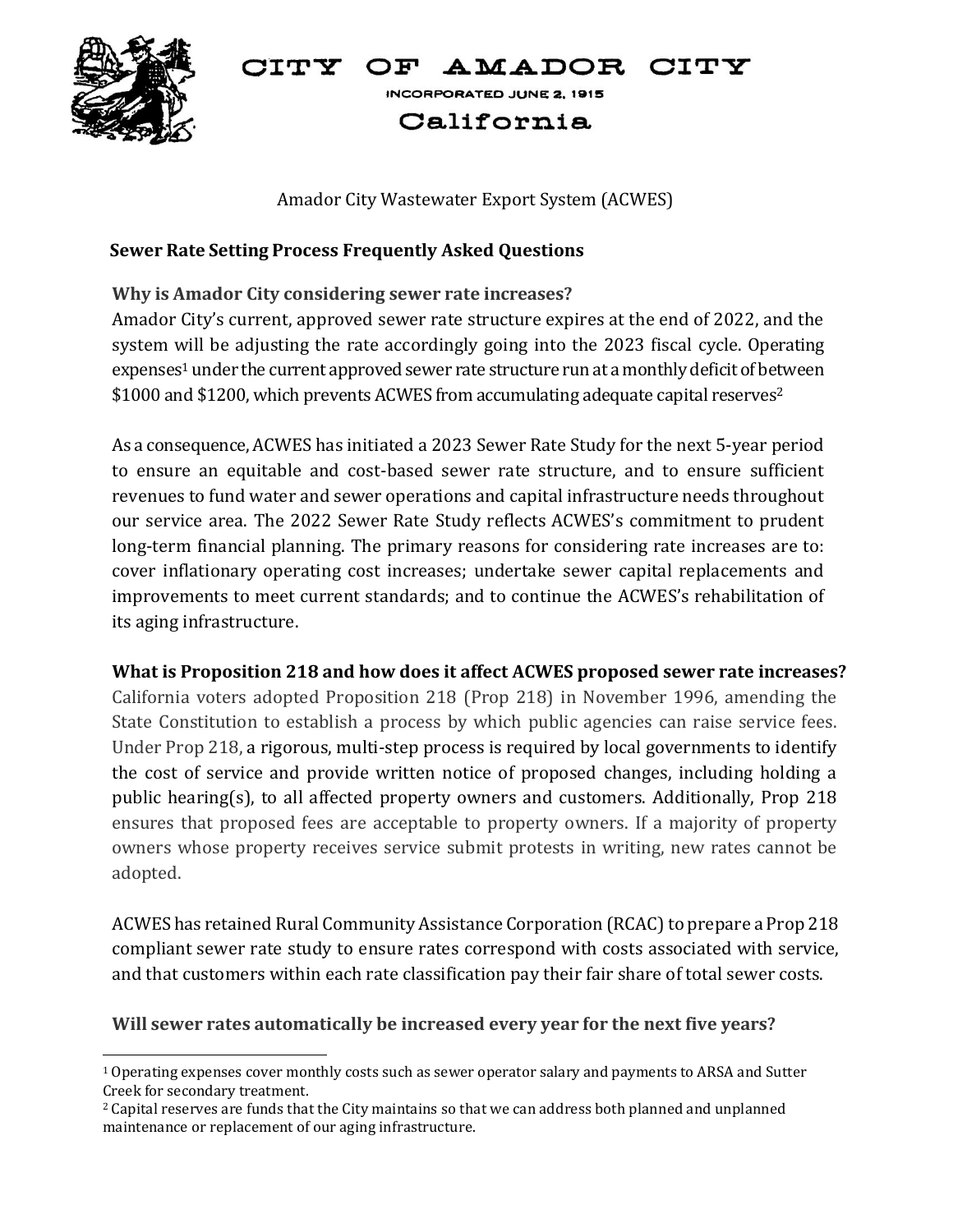# CITY OF AMADOR CITY

INCORPORATED JUNE 2, 1915

California

Amador City Wastewater Export System (ACWES)

## Sewer Rate Setting Process Frequently Asked Questions

### Why is Amador City considering sewer rate increases?

Amador City's current, approved sewer rate structure expires at the end of 2022, and the system will be adjusting the rate accordingly going into the 2023 fiscal cycle. Operating expenses[1] under the current approved sewer rate structure run at a monthly deficit of between $1000 and $1200, which prevents ACWES from accumulating adequate capital reserves[2]

As a consequence, ACWES has initiated a 2023 Sewer Rate Study for the next 5-year period to ensure an equitable and cost-based sewer rate structure, and to ensure sufficient revenues to fund water and sewer operations and capital infrastructure needs throughout our service area. The 2022 Sewer Rate Study reflects ACWES's commitment to prudent long-term financial planning. The primary reasons for considering rate increases are to: cover inflationary operating cost increases; undertake sewer capital replacements and improvements to meet current standards; and to continue the ACWES's rehabilitation of its aging infrastructure.

### What is Proposition 218 and how does it affect ACWES proposed sewer rate increases?

California voters adopted Proposition 218 (Prop 218) in November 1996, amending the State Constitution to establish a process by which public agencies can raise service fees. Under Prop 218, a rigorous, multi-step process is required by local governments to identify the cost of service and provide written notice of proposed changes, including holding a public hearing(s), to all affected property owners and customers. Additionally, Prop 218 ensures that proposed fees are acceptable to property owners. If a majority of property owners whose property receives service submit protests in writing, new rates cannot be adopted.

ACWES has retained Rural Community Assistance Corporation (RCAC) to prepare a Prop 218 compliant sewer rate study to ensure rates correspond with costs associated with service, and that customers within each rate classification pay their fair share of total sewer costs.

### Will sewer rates automatically be increased every year for the next five years?

---

[1] Operating expenses cover monthly costs such as sewer operator salary and payments to ARSA and Sutter Creek for secondary treatment.

[2] Capital reserves are funds that the City maintains so that we can address both planned and unplanned maintenance or replacement of our aging infrastructure.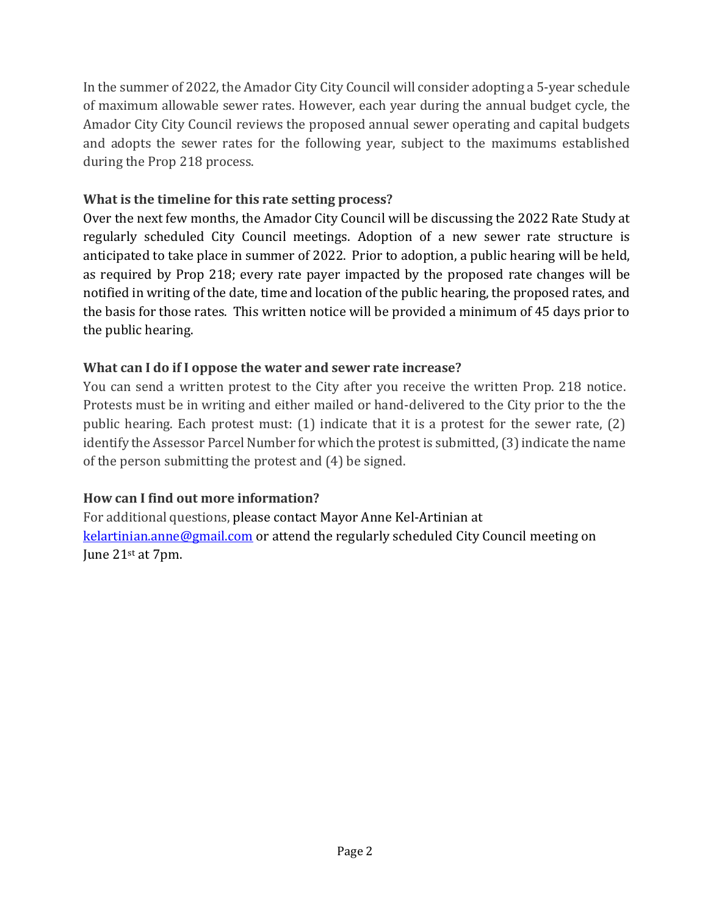In the summer of 2022, the Amador City City Council will consider adopting a 5-year schedule of maximum allowable sewer rates. However, each year during the annual budget cycle, the Amador City City Council reviews the proposed annual sewer operating and capital budgets and adopts the sewer rates for the following year, subject to the maximums established during the Prop 218 process.

### What is the timeline for this rate setting process?

Over the next few months, the Amador City Council will be discussing the 2022 Rate Study at regularly scheduled City Council meetings. Adoption of a new sewer rate structure is anticipated to take place in summer of 2022. Prior to adoption, a public hearing will be held, as required by Prop 218; every rate payer impacted by the proposed rate changes will be notified in writing of the date, time and location of the public hearing, the proposed rates, and the basis for those rates. This written notice will be provided a minimum of 45 days prior to the public hearing.

### What can I do if I oppose the water and sewer rate increase?

You can send a written protest to the City after you receive the written Prop. 218 notice. Protests must be in writing and either mailed or hand-delivered to the City prior to the the public hearing. Each protest must: (1) indicate that it is a protest for the sewer rate, (2) identify the Assessor Parcel Number for which the protest is submitted, (3) indicate the name of the person submitting the protest and (4) be signed.

### How can I find out more information?

For additional questions, please contact Mayor Anne Kel-Artinian at [kelartinian.anne@gmail.com](mailto:kelartinian.anne@gmail.com) or attend the regularly scheduled City Council meeting on June 21st at 7pm.